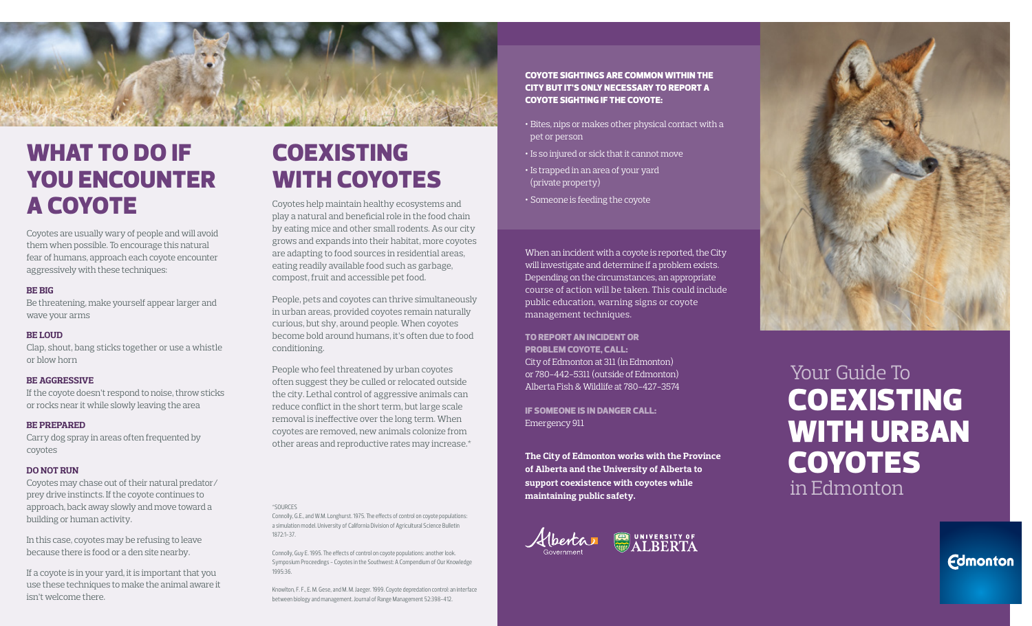# WHAT TO DO IF YOU ENCOUNTER A COYOTE

Coyotes are usually wary of people and will avoid them when possible. To encourage this natural fear of humans, approach each coyote encounter aggressively with these techniques:

**BE BIG**
Be threatening, make yourself appear larger and wave your arms

**BE LOUD**
Clap, shout, bang sticks together or use a whistle or blow horn

**BE AGGRESSIVE**
If the coyote doesn't respond to noise, throw sticks or rocks near it while slowly leaving the area

**BE PREPARED**
Carry dog spray in areas often frequented by coyotes

**DO NOT RUN**
Coyotes may chase out of their natural predator/prey drive instincts. If the coyote continues to approach, back away slowly and move toward a building or human activity.

In this case, coyotes may be refusing to leave because there is food or a den site nearby.

If a coyote is in your yard, it is important that you use these techniques to make the animal aware it isn't welcome there.

# COEXISTING WITH COYOTES

Coyotes help maintain healthy ecosystems and play a natural and beneficial role in the food chain by eating mice and other small rodents. As our city grows and expands into their habitat, more coyotes are adapting to food sources in residential areas, eating readily available food such as garbage, compost, fruit and accessible pet food.

People, pets and coyotes can thrive simultaneously in urban areas, provided coyotes remain naturally curious, but shy, around people. When coyotes become bold around humans, it's often due to food conditioning.

People who feel threatened by urban coyotes often suggest they be culled or relocated outside the city. Lethal control of aggressive animals can reduce conflict in the short term, but large scale removal is ineffective over the long term. When coyotes are removed, new animals colonize from other areas and reproductive rates may increase.*

*SOURCES

Connolly, G.E., and W.M. Longhurst. 1975. The effects of control on coyote populations: a simulation model. University of California Division of Agricultural Science Bulletin 1872:1-37.

Connolly, Guy E. 1995. The effects of control on coyote populations: another look. Symposium Proceedings – Coyotes in the Southwest: A Compendium of Our Knowledge 1995:36.

Knowlton, F. F., E. M. Gese, and M. M. Jaeger. 1999. Coyote depredation control: an interface between biology and management. Journal of Range Management 52:398–412.

**COYOTE SIGHTINGS ARE COMMON WITHIN THE CITY BUT IT'S ONLY NECESSARY TO REPORT A COYOTE SIGHTING IF THE COYOTE:**

- Bites, nips or makes other physical contact with a pet or person
- Is so injured or sick that it cannot move
- Is trapped in an area of your yard (private property)
- Someone is feeding the coyote

When an incident with a coyote is reported, the City will investigate and determine if a problem exists. Depending on the circumstances, an appropriate course of action will be taken. This could include public education, warning signs or coyote management techniques.

**TO REPORT AN INCIDENT OR PROBLEM COYOTE, CALL:**
City of Edmonton at 311 (in Edmonton)
or 780-442-5311 (outside of Edmonton)
Alberta Fish & Wildlife at 780-427-3574

**IF SOMEONE IS IN DANGER CALL:**
Emergency 911

**The City of Edmonton works with the Province of Alberta and the University of Alberta to support coexistence with coyotes while maintaining public safety.**

Alberta Government · University of Alberta

# Your Guide To COEXISTING WITH URBAN COYOTES in Edmonton

Edmonton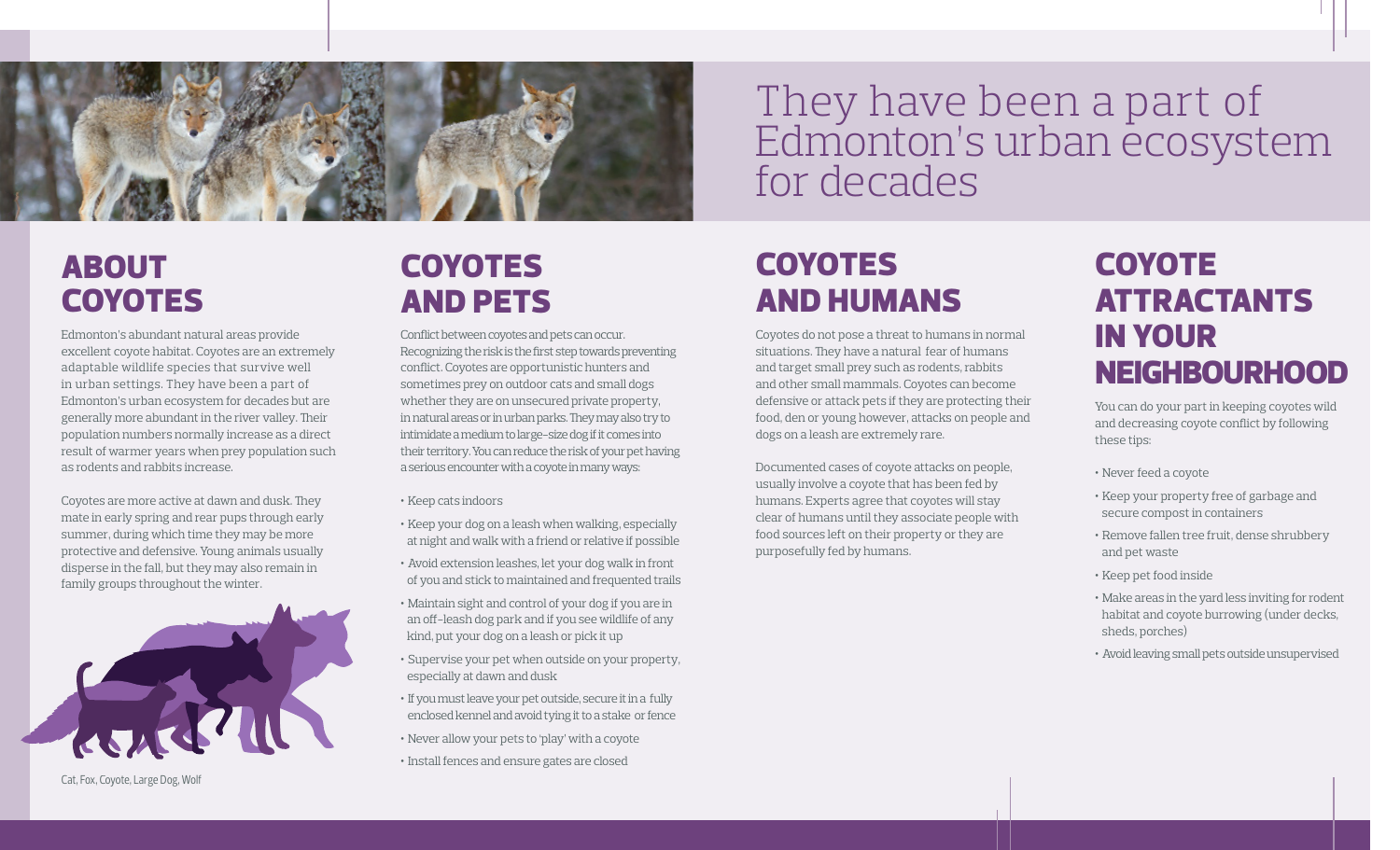They have been a part of Edmonton's urban ecosystem for decades

## ABOUT COYOTES

Edmonton's abundant natural areas provide excellent coyote habitat. Coyotes are an extremely adaptable wildlife species that survive well in urban settings. They have been a part of Edmonton's urban ecosystem for decades but are generally more abundant in the river valley. Their population numbers normally increase as a direct result of warmer years when prey population such as rodents and rabbits increase.

Coyotes are more active at dawn and dusk. They mate in early spring and rear pups through early summer, during which time they may be more protective and defensive. Young animals usually disperse in the fall, but they may also remain in family groups throughout the winter.

Cat, Fox, Coyote, Large Dog, Wolf

## COYOTES AND PETS

Conflict between coyotes and pets can occur. Recognizing the risk is the first step towards preventing conflict. Coyotes are opportunistic hunters and sometimes prey on outdoor cats and small dogs whether they are on unsecured private property, in natural areas or in urban parks. They may also try to intimidate a medium to large-size dog if it comes into their territory. You can reduce the risk of your pet having a serious encounter with a coyote in many ways:

- Keep cats indoors
- Keep your dog on a leash when walking, especially at night and walk with a friend or relative if possible
- Avoid extension leashes, let your dog walk in front of you and stick to maintained and frequented trails
- Maintain sight and control of your dog if you are in an off-leash dog park and if you see wildlife of any kind, put your dog on a leash or pick it up
- Supervise your pet when outside on your property, especially at dawn and dusk
- If you must leave your pet outside, secure it in a fully enclosed kennel and avoid tying it to a stake or fence
- Never allow your pets to 'play' with a coyote
- Install fences and ensure gates are closed

## COYOTES AND HUMANS

Coyotes do not pose a threat to humans in normal situations. They have a natural fear of humans and target small prey such as rodents, rabbits and other small mammals. Coyotes can become defensive or attack pets if they are protecting their food, den or young however, attacks on people and dogs on a leash are extremely rare.

Documented cases of coyote attacks on people, usually involve a coyote that has been fed by humans. Experts agree that coyotes will stay clear of humans until they associate people with food sources left on their property or they are purposefully fed by humans.

## COYOTE ATTRACTANTS IN YOUR NEIGHBOURHOOD

You can do your part in keeping coyotes wild and decreasing coyote conflict by following these tips:

- Never feed a coyote
- Keep your property free of garbage and secure compost in containers
- Remove fallen tree fruit, dense shrubbery and pet waste
- Keep pet food inside
- Make areas in the yard less inviting for rodent habitat and coyote burrowing (under decks, sheds, porches)
- Avoid leaving small pets outside unsupervised